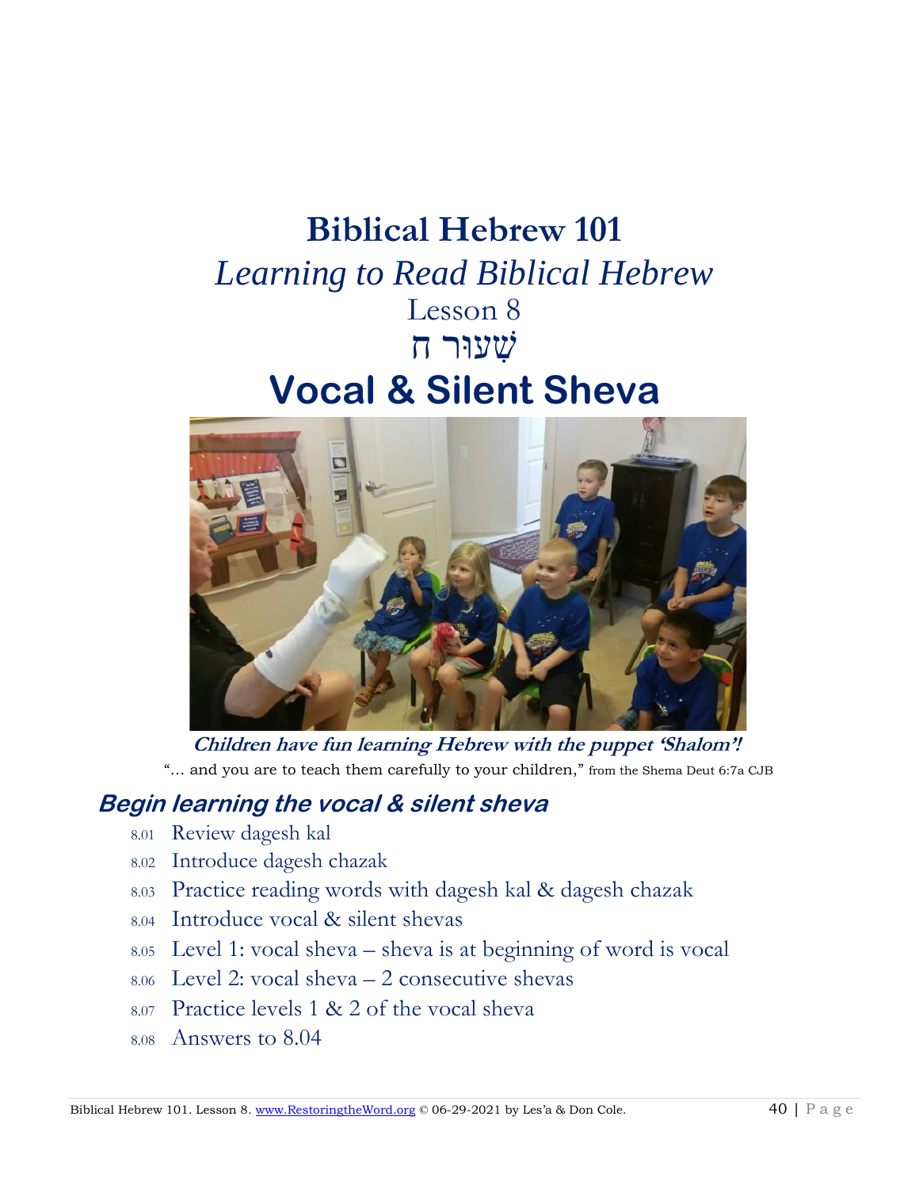# Biblical Hebrew 101

*Learning to Read Biblical Hebrew*

Lesson 8

שְׁעוּר ח

# Vocal & Silent Sheva

***Children have fun learning Hebrew with the puppet 'Shalom'!***

"... and you are to teach them carefully to your children," from the Shema Deut 6:7a CJB

## *Begin learning the vocal & silent sheva*

- 8.01 Review dagesh kal
- 8.02 Introduce dagesh chazak
- 8.03 Practice reading words with dagesh kal & dagesh chazak
- 8.04 Introduce vocal & silent shevas
- 8.05 Level 1: vocal sheva – sheva is at beginning of word is vocal
- 8.06 Level 2: vocal sheva – 2 consecutive shevas
- 8.07 Practice levels 1 & 2 of the vocal sheva
- 8.08 Answers to 8.04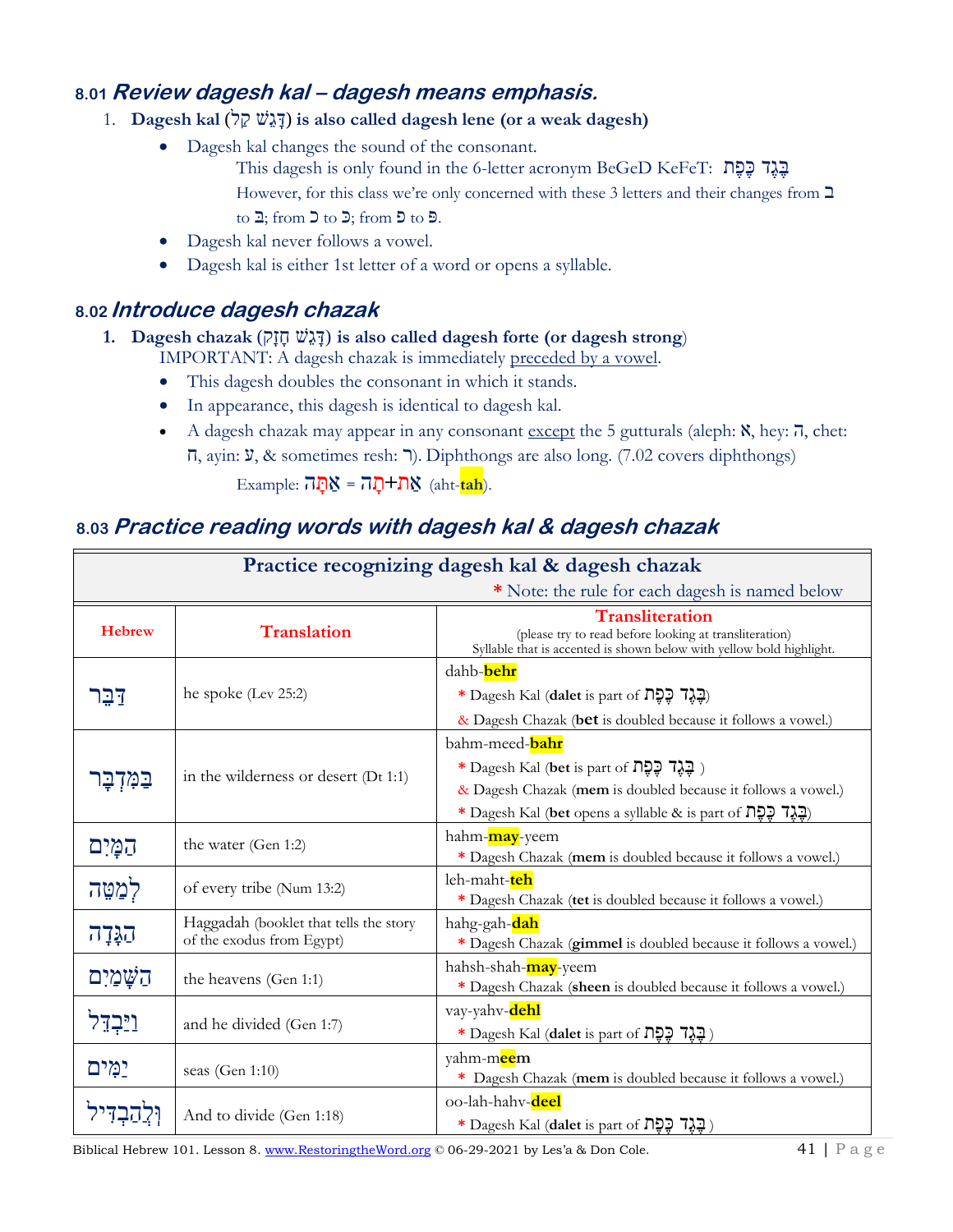## 8.01 *Review dagesh kal – dagesh means emphasis.*

1. **Dagesh kal (דָּגֵשׁ קַל) is also called dagesh lene (or a weak dagesh)**
   - Dagesh kal changes the sound of the consonant.
     This dagesh is only found in the 6-letter acronym BeGeD KeFeT: בֶּגֶד כֶּפֶת
     However, for this class we're only concerned with these 3 letters and their changes from ב to בּ; from כ to כּ; from פ to פּ.
   - Dagesh kal never follows a vowel.
   - Dagesh kal is either 1st letter of a word or opens a syllable.

## 8.02 *Introduce dagesh chazak*

1. **Dagesh chazak (דָּגֵשׁ חָזָק) is also called dagesh forte (or dagesh strong)**
   IMPORTANT: A dagesh chazak is immediately <u>preceded by a vowel</u>.
   - This dagesh doubles the consonant in which it stands.
   - In appearance, this dagesh is identical to dagesh kal.
   - A dagesh chazak may appear in any consonant <u>except</u> the 5 gutturals (aleph: א, hey: ה, chet: ח, ayin: ע, & sometimes resh: ר). Diphthongs are also long. (7.02 covers diphthongs)
     Example: אַתָּה = אַת+תָה (aht-**tah**).

## 8.03 *Practice reading words with dagesh kal & dagesh chazak*

**Practice recognizing dagesh kal & dagesh chazak**

\* Note: the rule for each dagesh is named below

| Hebrew | Translation | Transliteration (please try to read before looking at transliteration) Syllable that is accented is shown below with yellow bold highlight. |
|---|---|---|
| דִּבֵּר | he spoke (Lev 25:2) | dahb-**behr**<br>* Dagesh Kal (**dalet** is part of בֶּגֶד כֶּפֶת)<br>& Dagesh Chazak (**bet** is doubled because it follows a vowel.) |
| בַּמִּדְבָּר | in the wilderness or desert (Dt 1:1) | bahm-meed-**bahr**<br>* Dagesh Kal (**bet** is part of בֶּגֶד כֶּפֶת )<br>& Dagesh Chazak (**mem** is doubled because it follows a vowel.)<br>* Dagesh Kal (**bet** opens a syllable & is part of בֶּגֶד כֶּפֶת) |
| הַמָּיִם | the water (Gen 1:2) | hahm-**may**-yeem<br>* Dagesh Chazak (**mem** is doubled because it follows a vowel.) |
| לְמַטֶּה | of every tribe (Num 13:2) | leh-maht-**teh**<br>* Dagesh Chazak (**tet** is doubled because it follows a vowel.) |
| הַגָּדָה | Haggadah (booklet that tells the story of the exodus from Egypt) | hahg-gah-**dah**<br>* Dagesh Chazak (**gimmel** is doubled because it follows a vowel.) |
| הַשָּׁמַיִם | the heavens (Gen 1:1) | hahsh-shah-**may**-yeem<br>* Dagesh Chazak (**sheen** is doubled because it follows a vowel.) |
| וַיַּבְדֵּל | and he divided (Gen 1:7) | vay-yahv-**dehl**<br>* Dagesh Kal (**dalet** is part of בֶּגֶד כֶּפֶת ) |
| יַמִּים | seas (Gen 1:10) | yahm-m**eem**<br>* Dagesh Chazak (**mem** is doubled because it follows a vowel.) |
| וְלַהַבְדִּיל | And to divide (Gen 1:18) | oo-lah-hahv-**deel**<br>* Dagesh Kal (**dalet** is part of בֶּגֶד כֶּפֶת ) |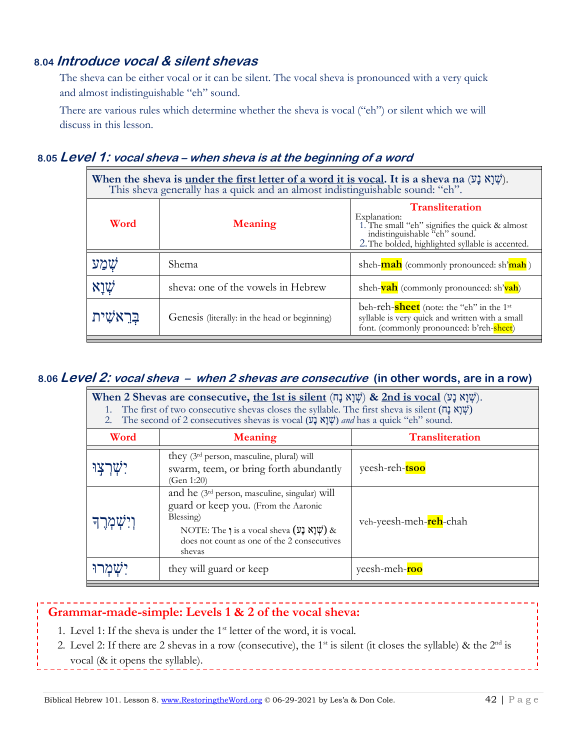## 8.04 *Introduce vocal & silent shevas*

The sheva can be either vocal or it can be silent. The vocal sheva is pronounced with a very quick and almost indistinguishable "eh" sound.

There are various rules which determine whether the sheva is vocal ("eh") or silent which we will discuss in this lesson.

## 8.05 *Level 1: vocal sheva – when sheva is at the beginning of a word*

**When the sheva is under the first letter of a word it is vocal. It is a sheva na (שְׁוָא נָע).**
This sheva generally has a quick and an almost indistinguishable sound: "eh".

| Word | Meaning | Transliteration<br>Explanation:<br>1. The small "eh" signifies the quick & almost indistinguishable "eh" sound.<br>2. The bolded, highlighted syllable is accented. |
|---|---|---|
| שְׁמַע | Shema | sheh-**mah** (commonly pronounced: sh'**mah** ) |
| שְׁוָא | sheva: one of the vowels in Hebrew | sheh-**vah** (commonly pronounced: sh'**vah**) |
| בְּרֵאשִׁית | Genesis (literally: in the head or beginning) | beh-reh-**sheet** (note: the "eh" in the 1st syllable is very quick and written with a small font. (commonly pronounced: b'reh-**sheet**) |

## 8.06 *Level 2: vocal sheva – when 2 shevas are consecutive* (in other words, are in a row)

**When 2 Shevas are consecutive, the 1st is silent (שְׁוָא נָח) & 2nd is vocal (שְׁוָא נָע).**

1. The first of two consecutive shevas closes the syllable. The first sheva is silent (שְׁוָא נָח)
2. The second of 2 consecutives shevas is vocal (שְׁוָא נָע) *and* has a quick "eh" sound.

| Word | Meaning | Transliteration |
|---|---|---|
| יִשְׁרְצוּ | they (3rd person, masculine, plural) will swarm, teem, or bring forth abundantly (Gen 1:20) | yeesh-reh-**tsoo** |
| וְיִשְׁמְרֶךָ | and he (3rd person, masculine, singular) will guard or keep you. (From the Aaronic Blessing)<br>NOTE: The וְ is a vocal sheva (שְׁוָא נָע) & does not count as one of the 2 consecutive shevas | veh-yeesh-meh-**reh**-chah |
| יִשְׁמְרוּ | they will guard or keep | yeesh-meh-**roo** |

**Grammar-made-simple: Levels 1 & 2 of the vocal sheva:**

1. Level 1: If the sheva is under the 1st letter of the word, it is vocal.
2. Level 2: If there are 2 shevas in a row (consecutive), the 1st is silent (it closes the syllable) & the 2nd is vocal (& it opens the syllable).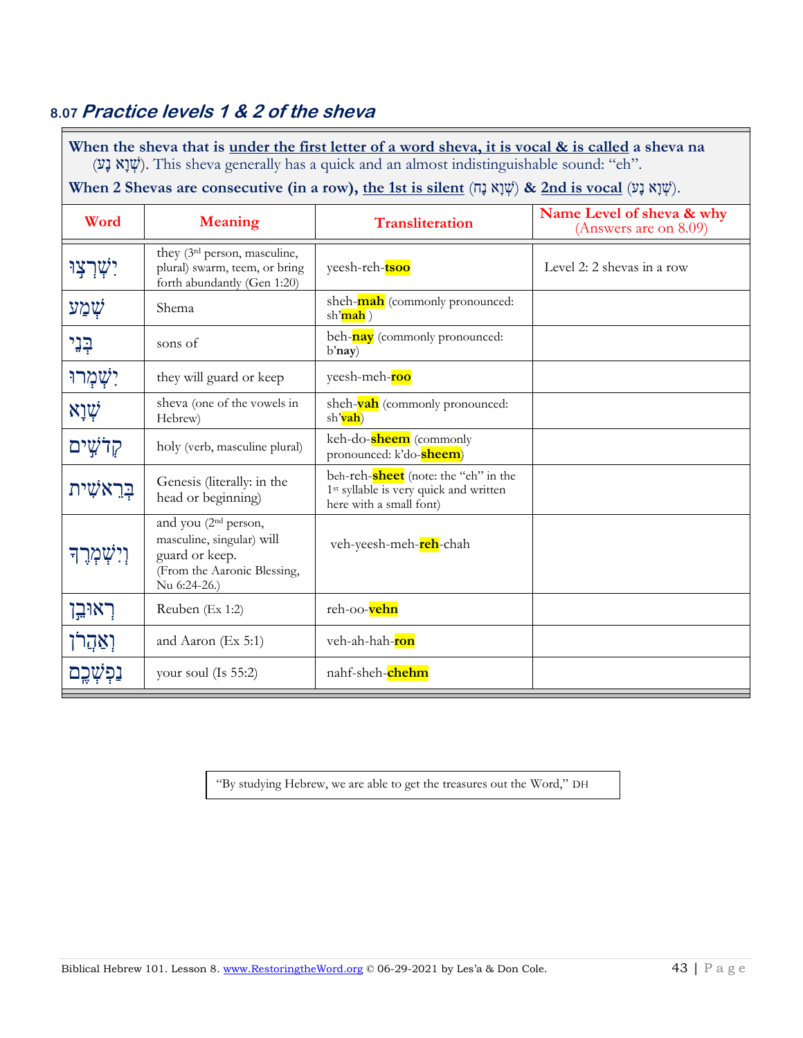## 8.07 *Practice levels 1 & 2 of the sheva*

**When the sheva that is <u>under the first letter of a word sheva, it is vocal & is called</u> a sheva na** (שְׁוָא נָע). This sheva generally has a quick and an almost indistinguishable sound: "eh".

**When 2 Shevas are consecutive (in a row), <u>the 1st is silent</u>** (שְׁוָא נָח) **& <u>2nd is vocal</u>** (שְׁוָא נָע).

| Word | Meaning | Transliteration | Name Level of sheva & why (Answers are on 8.09) |
|---|---|---|---|
| יִשְׁרְצוּ | they (3rd person, masculine, plural) swarm, teem, or bring forth abundantly (Gen 1:20) | yeesh-reh-**tsoo** | Level 2: 2 shevas in a row |
| שְׁמַע | Shema | sheh-**mah** (commonly pronounced: sh'**mah** ) | |
| בְּנֵי | sons of | beh-**nay** (commonly pronounced: b'**nay**) | |
| יִשְׁמְרוּ | they will guard or keep | yeesh-meh-**roo** | |
| שְׁוָא | sheva (one of the vowels in Hebrew) | sheh-**vah** (commonly pronounced: sh'**vah**) | |
| קְדֹשִׁים | holy (verb, masculine plural) | keh-do-**sheem** (commonly pronounced: k'do-**sheem**) | |
| בְּרֵאשִׁית | Genesis (literally: in the head or beginning) | beh-reh-**sheet** (note: the "eh" in the 1st syllable is very quick and written here with a small font) | |
| וְיִשְׁמְרֶךָ | and you (2nd person, masculine, singular) will guard or keep. (From the Aaronic Blessing, Nu 6:24-26.) | veh-yeesh-meh-**reh**-chah | |
| רְאוּבֵן | Reuben (Ex 1:2) | reh-oo-**vehn** | |
| וְאַהֲרֹן | and Aaron (Ex 5:1) | veh-ah-hah-**ron** | |
| נַפְשְׁכֶם | your soul (Is 55:2) | nahf-sheh-**chehm** | |

"By studying Hebrew, we are able to get the treasures out the Word," DH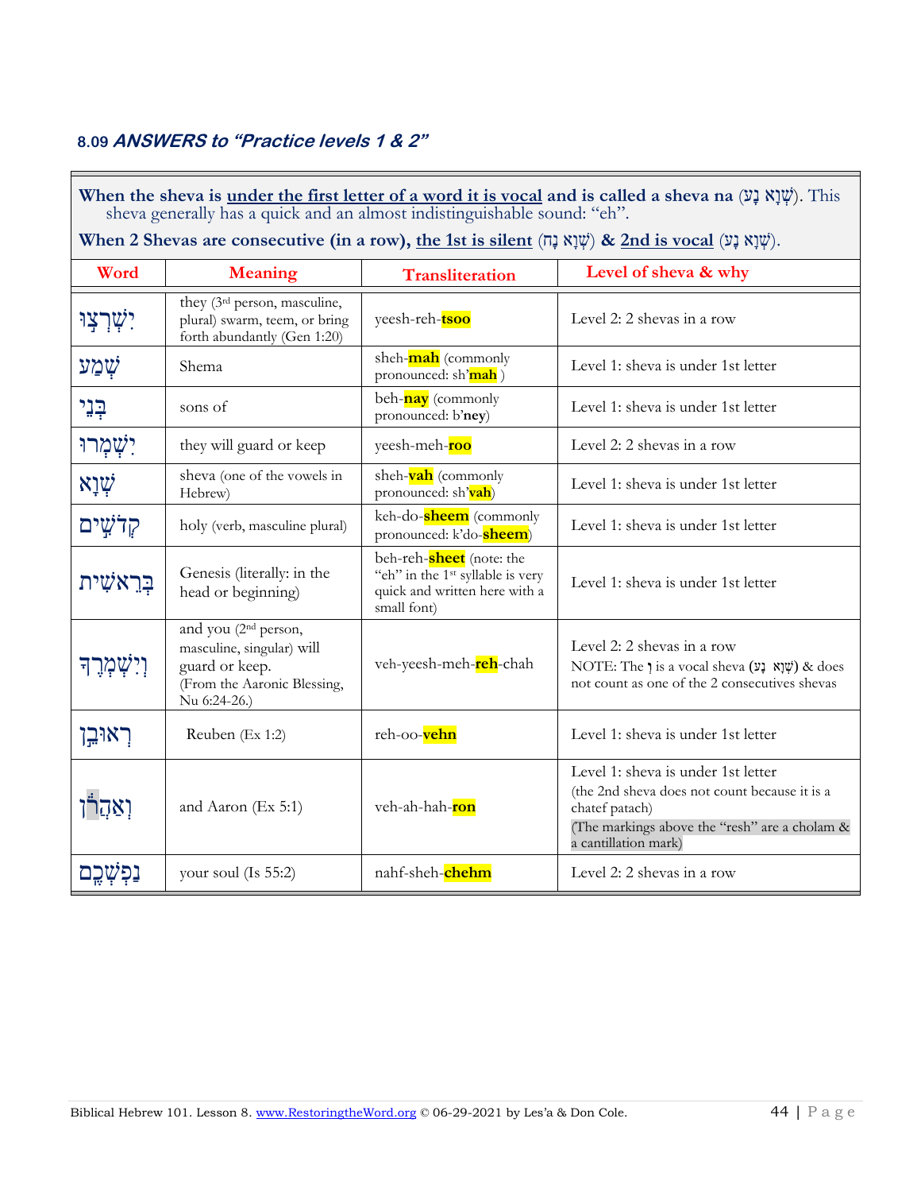### 8.09 *ANSWERS to "Practice levels 1 & 2"*

**When the sheva is under the first letter of a word it is vocal and is called a sheva na (שְׁוָא נָע).** This sheva generally has a quick and an almost indistinguishable sound: "eh".

**When 2 Shevas are consecutive (in a row), the 1st is silent (שְׁוָא נָח) & 2nd is vocal (שְׁוָא נָע).**

| Word | Meaning | Transliteration | Level of sheva & why |
|---|---|---|---|
| יִשְׁרְצוּ | they (3rd person, masculine, plural) swarm, teem, or bring forth abundantly (Gen 1:20) | yeesh-reh-**tsoo** | Level 2: 2 shevas in a row |
| שְׁמַע | Shema | sheh-**mah** (commonly pronounced: sh'**mah** ) | Level 1: sheva is under 1st letter |
| בְּנֵי | sons of | beh-**nay** (commonly pronounced: b'**ney**) | Level 1: sheva is under 1st letter |
| יִשְׁמְרוּ | they will guard or keep | yeesh-meh-**roo** | Level 2: 2 shevas in a row |
| שְׁוָא | sheva (one of the vowels in Hebrew) | sheh-**vah** (commonly pronounced: sh'**vah**) | Level 1: sheva is under 1st letter |
| קְדֹשִׁים | holy (verb, masculine plural) | keh-do-**sheem** (commonly pronounced: k'do-**sheem**) | Level 1: sheva is under 1st letter |
| בְּרֵאשִׁית | Genesis (literally: in the head or beginning) | beh-reh-**sheet** (note: the "eh" in the 1st syllable is very quick and written here with a small font) | Level 1: sheva is under 1st letter |
| וְיִשְׁמְרֶךָ | and you (2nd person, masculine, singular) will guard or keep. (From the Aaronic Blessing, Nu 6:24-26.) | veh-yeesh-meh-**reh**-chah | Level 2: 2 shevas in a row NOTE: The וְ is a vocal sheva (שְׁוָא נָע) & does not count as one of the 2 consecutives shevas |
| רְאוּבֵן | Reuben (Ex 1:2) | reh-oo-**vehn** | Level 1: sheva is under 1st letter |
| וְאַהֲרֹן | and Aaron (Ex 5:1) | veh-ah-hah-**ron** | Level 1: sheva is under 1st letter (the 2nd sheva does not count because it is a chatef patach) (The markings above the "resh" are a cholam & a cantillation mark) |
| נַפְשְׁכֶם | your soul (Is 55:2) | nahf-sheh-**chehm** | Level 2: 2 shevas in a row |

Biblical Hebrew 101. Lesson 8. www.RestoringtheWord.org © 06-29-2021 by Les'a & Don Cole.